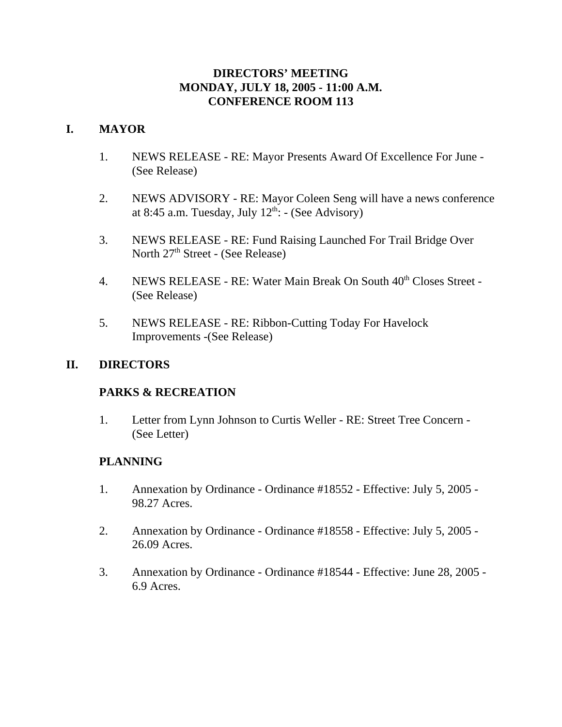# DIRECTORS' MEETING
# MONDAY, JULY 18, 2005 - 11:00 A.M.
# CONFERENCE ROOM 113

## I. MAYOR

1. NEWS RELEASE - RE: Mayor Presents Award Of Excellence For June - (See Release)

2. NEWS ADVISORY - RE: Mayor Coleen Seng will have a news conference at 8:45 a.m. Tuesday, July 12th: - (See Advisory)

3. NEWS RELEASE - RE: Fund Raising Launched For Trail Bridge Over North 27th Street - (See Release)

4. NEWS RELEASE - RE: Water Main Break On South 40th Closes Street - (See Release)

5. NEWS RELEASE - RE: Ribbon-Cutting Today For Havelock Improvements -(See Release)

## II. DIRECTORS

### PARKS & RECREATION

1. Letter from Lynn Johnson to Curtis Weller - RE: Street Tree Concern - (See Letter)

### PLANNING

1. Annexation by Ordinance - Ordinance #18552 - Effective: July 5, 2005 - 98.27 Acres.

2. Annexation by Ordinance - Ordinance #18558 - Effective: July 5, 2005 - 26.09 Acres.

3. Annexation by Ordinance - Ordinance #18544 - Effective: June 28, 2005 - 6.9 Acres.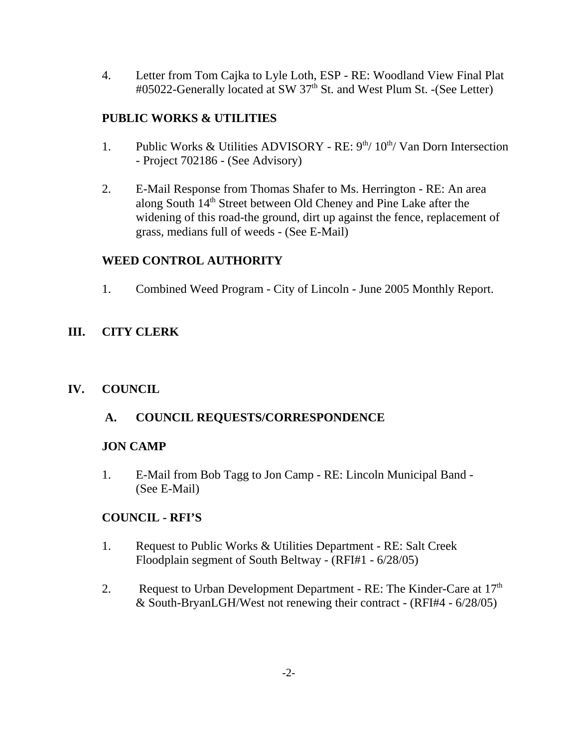4. Letter from Tom Cajka to Lyle Loth, ESP - RE: Woodland View Final Plat #05022-Generally located at SW 37th St. and West Plum St. -(See Letter)

**PUBLIC WORKS & UTILITIES**

1. Public Works & Utilities ADVISORY - RE: 9th/ 10th/ Van Dorn Intersection - Project 702186 - (See Advisory)

2. E-Mail Response from Thomas Shafer to Ms. Herrington - RE: An area along South 14th Street between Old Cheney and Pine Lake after the widening of this road-the ground, dirt up against the fence, replacement of grass, medians full of weeds - (See E-Mail)

**WEED CONTROL AUTHORITY**

1. Combined Weed Program - City of Lincoln - June 2005 Monthly Report.

## III. CITY CLERK

## IV. COUNCIL

### A. COUNCIL REQUESTS/CORRESPONDENCE

**JON CAMP**

1. E-Mail from Bob Tagg to Jon Camp - RE: Lincoln Municipal Band - (See E-Mail)

**COUNCIL - RFI'S**

1. Request to Public Works & Utilities Department - RE: Salt Creek Floodplain segment of South Beltway - (RFI#1 - 6/28/05)

2. Request to Urban Development Department - RE: The Kinder-Care at 17th & South-BryanLGH/West not renewing their contract - (RFI#4 - 6/28/05)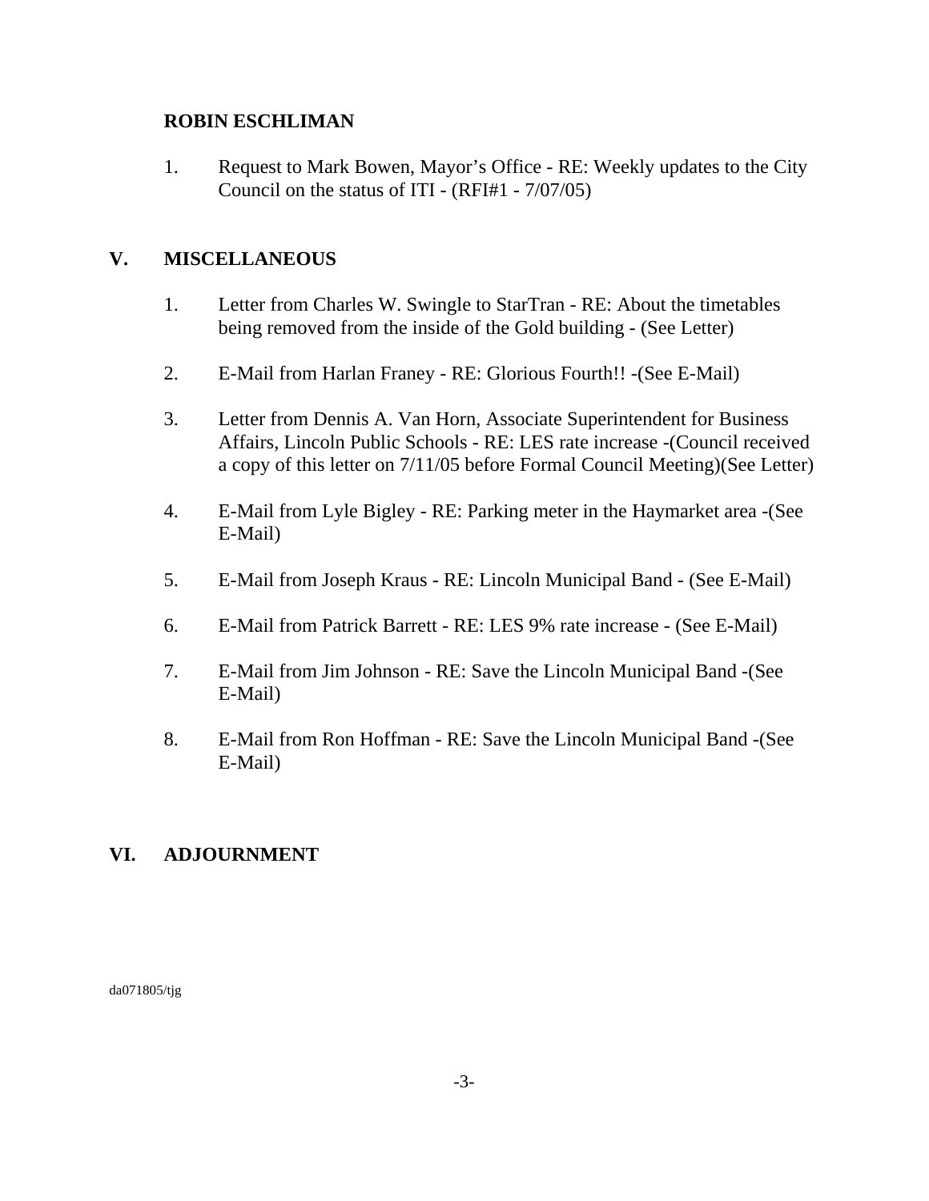**ROBIN ESCHLIMAN**

1. Request to Mark Bowen, Mayor's Office - RE: Weekly updates to the City Council on the status of ITI - (RFI#1 - 7/07/05)

## V. MISCELLANEOUS

1. Letter from Charles W. Swingle to StarTran - RE: About the timetables being removed from the inside of the Gold building - (See Letter)

2. E-Mail from Harlan Franey - RE: Glorious Fourth!! -(See E-Mail)

3. Letter from Dennis A. Van Horn, Associate Superintendent for Business Affairs, Lincoln Public Schools - RE: LES rate increase -(Council received a copy of this letter on 7/11/05 before Formal Council Meeting)(See Letter)

4. E-Mail from Lyle Bigley - RE: Parking meter in the Haymarket area -(See E-Mail)

5. E-Mail from Joseph Kraus - RE: Lincoln Municipal Band - (See E-Mail)

6. E-Mail from Patrick Barrett - RE: LES 9% rate increase - (See E-Mail)

7. E-Mail from Jim Johnson - RE: Save the Lincoln Municipal Band -(See E-Mail)

8. E-Mail from Ron Hoffman - RE: Save the Lincoln Municipal Band -(See E-Mail)

## VI. ADJOURNMENT

da071805/tjg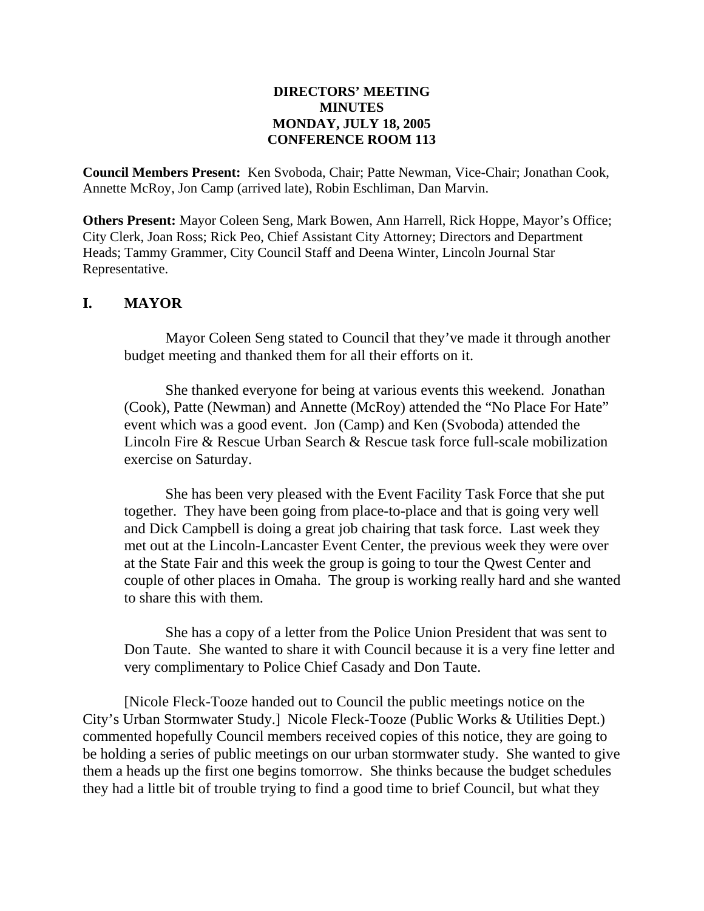**DIRECTORS' MEETING**
**MINUTES**
**MONDAY, JULY 18, 2005**
**CONFERENCE ROOM 113**

**Council Members Present:** Ken Svoboda, Chair; Patte Newman, Vice-Chair; Jonathan Cook, Annette McRoy, Jon Camp (arrived late), Robin Eschliman, Dan Marvin.

**Others Present:** Mayor Coleen Seng, Mark Bowen, Ann Harrell, Rick Hoppe, Mayor's Office; City Clerk, Joan Ross; Rick Peo, Chief Assistant City Attorney; Directors and Department Heads; Tammy Grammer, City Council Staff and Deena Winter, Lincoln Journal Star Representative.

## I. MAYOR

Mayor Coleen Seng stated to Council that they've made it through another budget meeting and thanked them for all their efforts on it.

She thanked everyone for being at various events this weekend. Jonathan (Cook), Patte (Newman) and Annette (McRoy) attended the "No Place For Hate" event which was a good event. Jon (Camp) and Ken (Svoboda) attended the Lincoln Fire & Rescue Urban Search & Rescue task force full-scale mobilization exercise on Saturday.

She has been very pleased with the Event Facility Task Force that she put together. They have been going from place-to-place and that is going very well and Dick Campbell is doing a great job chairing that task force. Last week they met out at the Lincoln-Lancaster Event Center, the previous week they were over at the State Fair and this week the group is going to tour the Qwest Center and couple of other places in Omaha. The group is working really hard and she wanted to share this with them.

She has a copy of a letter from the Police Union President that was sent to Don Taute. She wanted to share it with Council because it is a very fine letter and very complimentary to Police Chief Casady and Don Taute.

[Nicole Fleck-Tooze handed out to Council the public meetings notice on the City's Urban Stormwater Study.] Nicole Fleck-Tooze (Public Works & Utilities Dept.) commented hopefully Council members received copies of this notice, they are going to be holding a series of public meetings on our urban stormwater study. She wanted to give them a heads up the first one begins tomorrow. She thinks because the budget schedules they had a little bit of trouble trying to find a good time to brief Council, but what they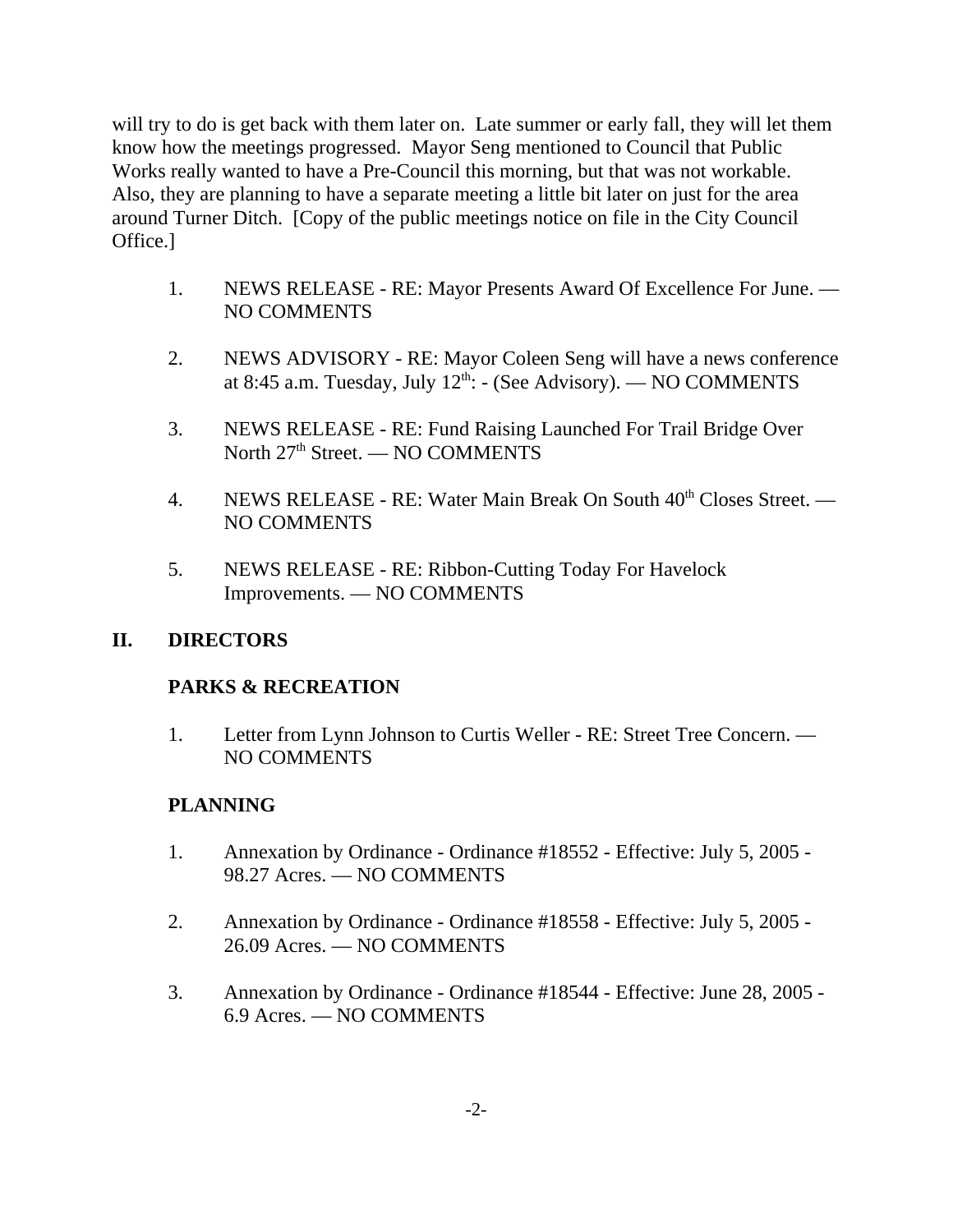will try to do is get back with them later on. Late summer or early fall, they will let them know how the meetings progressed. Mayor Seng mentioned to Council that Public Works really wanted to have a Pre-Council this morning, but that was not workable. Also, they are planning to have a separate meeting a little bit later on just for the area around Turner Ditch. [Copy of the public meetings notice on file in the City Council Office.]

1. NEWS RELEASE - RE: Mayor Presents Award Of Excellence For June. — NO COMMENTS

2. NEWS ADVISORY - RE: Mayor Coleen Seng will have a news conference at 8:45 a.m. Tuesday, July 12th: - (See Advisory). — NO COMMENTS

3. NEWS RELEASE - RE: Fund Raising Launched For Trail Bridge Over North 27th Street. — NO COMMENTS

4. NEWS RELEASE - RE: Water Main Break On South 40th Closes Street. — NO COMMENTS

5. NEWS RELEASE - RE: Ribbon-Cutting Today For Havelock Improvements. — NO COMMENTS

## II. DIRECTORS

### PARKS & RECREATION

1. Letter from Lynn Johnson to Curtis Weller - RE: Street Tree Concern. — NO COMMENTS

### PLANNING

1. Annexation by Ordinance - Ordinance #18552 - Effective: July 5, 2005 - 98.27 Acres. — NO COMMENTS

2. Annexation by Ordinance - Ordinance #18558 - Effective: July 5, 2005 - 26.09 Acres. — NO COMMENTS

3. Annexation by Ordinance - Ordinance #18544 - Effective: June 28, 2005 - 6.9 Acres. — NO COMMENTS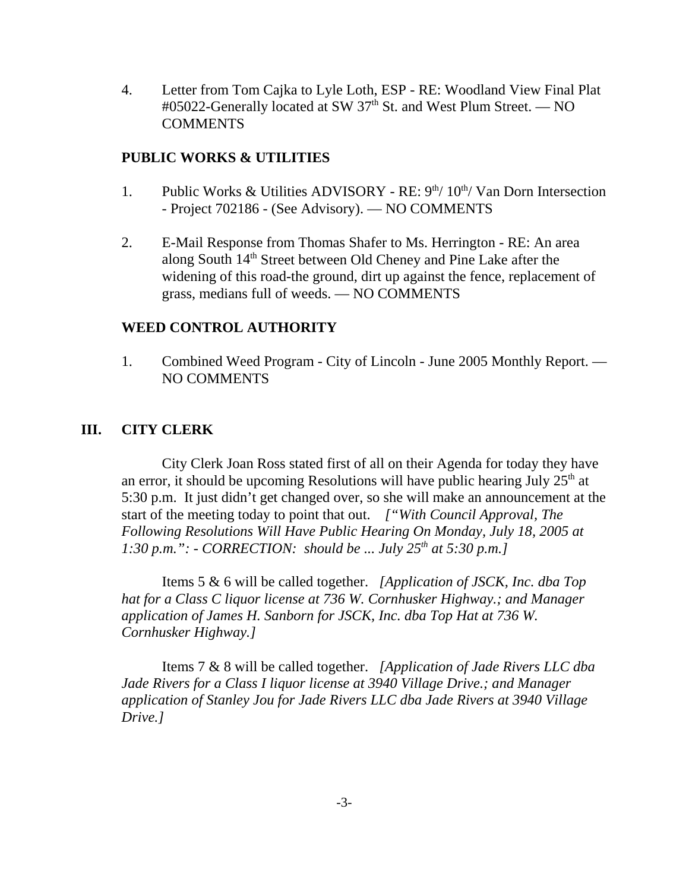4. Letter from Tom Cajka to Lyle Loth, ESP - RE: Woodland View Final Plat #05022-Generally located at SW 37th St. and West Plum Street. — NO COMMENTS

**PUBLIC WORKS & UTILITIES**

1. Public Works & Utilities ADVISORY - RE: 9th/ 10th/ Van Dorn Intersection - Project 702186 - (See Advisory). — NO COMMENTS

2. E-Mail Response from Thomas Shafer to Ms. Herrington - RE: An area along South 14th Street between Old Cheney and Pine Lake after the widening of this road-the ground, dirt up against the fence, replacement of grass, medians full of weeds. — NO COMMENTS

**WEED CONTROL AUTHORITY**

1. Combined Weed Program - City of Lincoln - June 2005 Monthly Report. — NO COMMENTS

## III. CITY CLERK

City Clerk Joan Ross stated first of all on their Agenda for today they have an error, it should be upcoming Resolutions will have public hearing July 25th at 5:30 p.m. It just didn't get changed over, so she will make an announcement at the start of the meeting today to point that out. *["With Council Approval, The Following Resolutions Will Have Public Hearing On Monday, July 18, 2005 at 1:30 p.m.": - CORRECTION: should be ... July 25th at 5:30 p.m.]*

Items 5 & 6 will be called together. *[Application of JSCK, Inc. dba Top hat for a Class C liquor license at 736 W. Cornhusker Highway.; and Manager application of James H. Sanborn for JSCK, Inc. dba Top Hat at 736 W. Cornhusker Highway.]*

Items 7 & 8 will be called together. *[Application of Jade Rivers LLC dba Jade Rivers for a Class I liquor license at 3940 Village Drive.; and Manager application of Stanley Jou for Jade Rivers LLC dba Jade Rivers at 3940 Village Drive.]*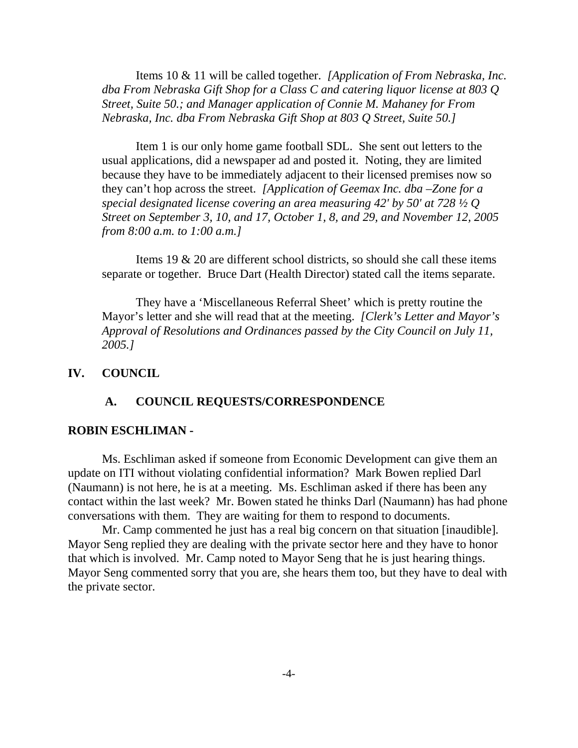Items 10 & 11 will be called together. *[Application of From Nebraska, Inc. dba From Nebraska Gift Shop for a Class C and catering liquor license at 803 Q Street, Suite 50.; and Manager application of Connie M. Mahaney for From Nebraska, Inc. dba From Nebraska Gift Shop at 803 Q Street, Suite 50.]*

Item 1 is our only home game football SDL. She sent out letters to the usual applications, did a newspaper ad and posted it. Noting, they are limited because they have to be immediately adjacent to their licensed premises now so they can't hop across the street. *[Application of Geemax Inc. dba –Zone for a special designated license covering an area measuring 42' by 50' at 728 ½ Q Street on September 3, 10, and 17, October 1, 8, and 29, and November 12, 2005 from 8:00 a.m. to 1:00 a.m.]*

Items 19 & 20 are different school districts, so should she call these items separate or together. Bruce Dart (Health Director) stated call the items separate.

They have a 'Miscellaneous Referral Sheet' which is pretty routine the Mayor's letter and she will read that at the meeting. *[Clerk's Letter and Mayor's Approval of Resolutions and Ordinances passed by the City Council on July 11, 2005.]*

## IV. COUNCIL

### A. COUNCIL REQUESTS/CORRESPONDENCE

**ROBIN ESCHLIMAN -**

Ms. Eschliman asked if someone from Economic Development can give them an update on ITI without violating confidential information? Mark Bowen replied Darl (Naumann) is not here, he is at a meeting. Ms. Eschliman asked if there has been any contact within the last week? Mr. Bowen stated he thinks Darl (Naumann) has had phone conversations with them. They are waiting for them to respond to documents.

Mr. Camp commented he just has a real big concern on that situation [inaudible]. Mayor Seng replied they are dealing with the private sector here and they have to honor that which is involved. Mr. Camp noted to Mayor Seng that he is just hearing things. Mayor Seng commented sorry that you are, she hears them too, but they have to deal with the private sector.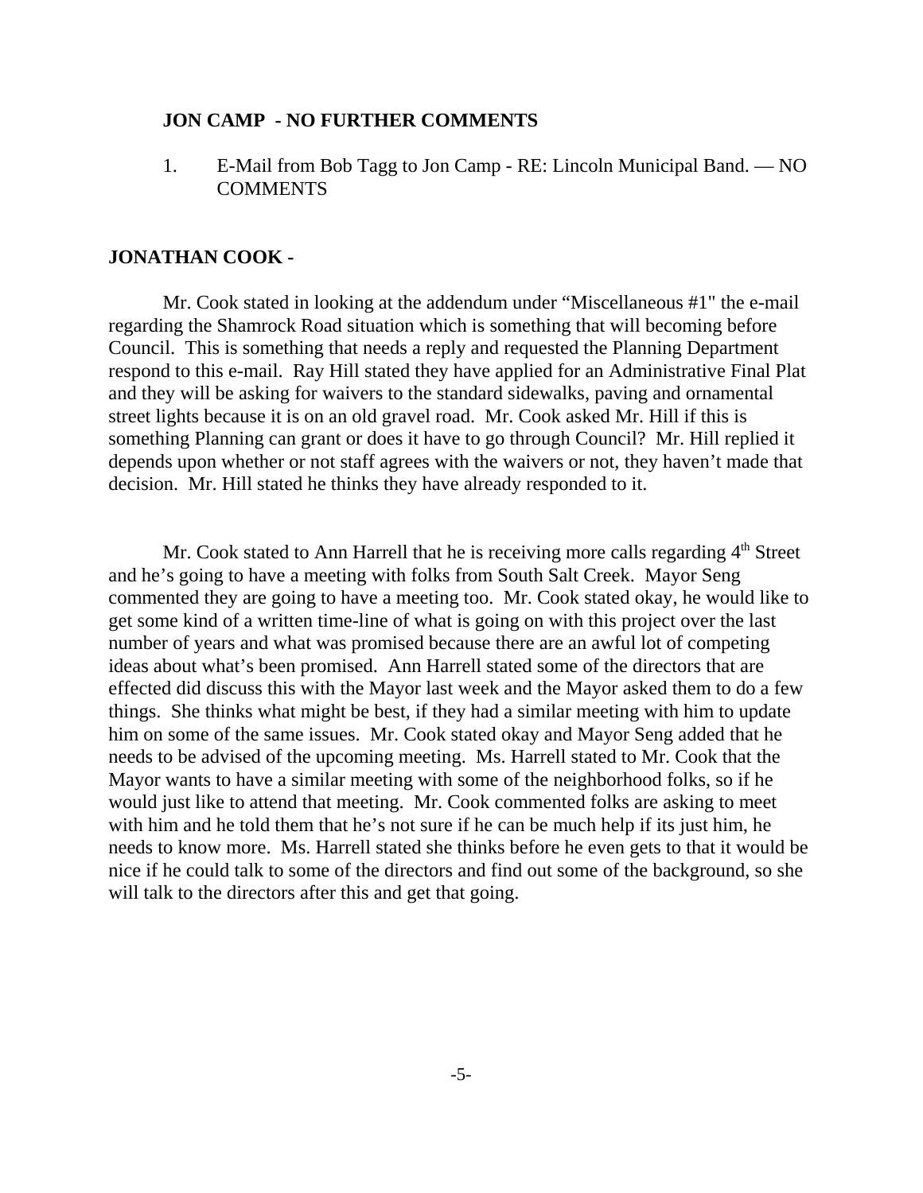**JON CAMP - NO FURTHER COMMENTS**

1. E-Mail from Bob Tagg to Jon Camp - RE: Lincoln Municipal Band. — NO COMMENTS

**JONATHAN COOK -**

Mr. Cook stated in looking at the addendum under "Miscellaneous #1" the e-mail regarding the Shamrock Road situation which is something that will becoming before Council. This is something that needs a reply and requested the Planning Department respond to this e-mail. Ray Hill stated they have applied for an Administrative Final Plat and they will be asking for waivers to the standard sidewalks, paving and ornamental street lights because it is on an old gravel road. Mr. Cook asked Mr. Hill if this is something Planning can grant or does it have to go through Council? Mr. Hill replied it depends upon whether or not staff agrees with the waivers or not, they haven't made that decision. Mr. Hill stated he thinks they have already responded to it.

Mr. Cook stated to Ann Harrell that he is receiving more calls regarding 4th Street and he's going to have a meeting with folks from South Salt Creek. Mayor Seng commented they are going to have a meeting too. Mr. Cook stated okay, he would like to get some kind of a written time-line of what is going on with this project over the last number of years and what was promised because there are an awful lot of competing ideas about what's been promised. Ann Harrell stated some of the directors that are effected did discuss this with the Mayor last week and the Mayor asked them to do a few things. She thinks what might be best, if they had a similar meeting with him to update him on some of the same issues. Mr. Cook stated okay and Mayor Seng added that he needs to be advised of the upcoming meeting. Ms. Harrell stated to Mr. Cook that the Mayor wants to have a similar meeting with some of the neighborhood folks, so if he would just like to attend that meeting. Mr. Cook commented folks are asking to meet with him and he told them that he's not sure if he can be much help if its just him, he needs to know more. Ms. Harrell stated she thinks before he even gets to that it would be nice if he could talk to some of the directors and find out some of the background, so she will talk to the directors after this and get that going.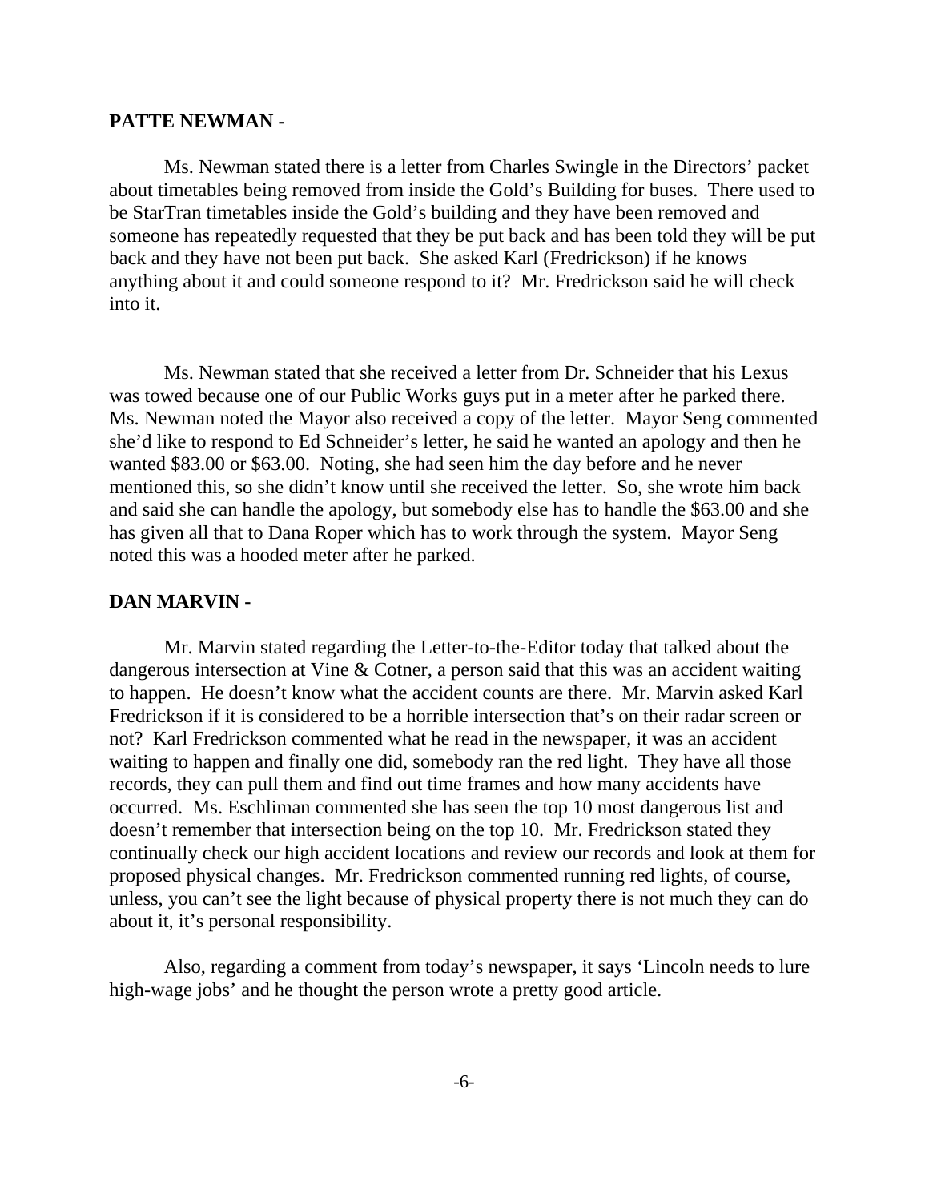**PATTE NEWMAN -**

Ms. Newman stated there is a letter from Charles Swingle in the Directors' packet about timetables being removed from inside the Gold's Building for buses. There used to be StarTran timetables inside the Gold's building and they have been removed and someone has repeatedly requested that they be put back and has been told they will be put back and they have not been put back. She asked Karl (Fredrickson) if he knows anything about it and could someone respond to it? Mr. Fredrickson said he will check into it.

Ms. Newman stated that she received a letter from Dr. Schneider that his Lexus was towed because one of our Public Works guys put in a meter after he parked there. Ms. Newman noted the Mayor also received a copy of the letter. Mayor Seng commented she'd like to respond to Ed Schneider's letter, he said he wanted an apology and then he wanted $83.00 or $63.00. Noting, she had seen him the day before and he never mentioned this, so she didn't know until she received the letter. So, she wrote him back and said she can handle the apology, but somebody else has to handle the $63.00 and she has given all that to Dana Roper which has to work through the system. Mayor Seng noted this was a hooded meter after he parked.

**DAN MARVIN -**

Mr. Marvin stated regarding the Letter-to-the-Editor today that talked about the dangerous intersection at Vine & Cotner, a person said that this was an accident waiting to happen. He doesn't know what the accident counts are there. Mr. Marvin asked Karl Fredrickson if it is considered to be a horrible intersection that's on their radar screen or not? Karl Fredrickson commented what he read in the newspaper, it was an accident waiting to happen and finally one did, somebody ran the red light. They have all those records, they can pull them and find out time frames and how many accidents have occurred. Ms. Eschliman commented she has seen the top 10 most dangerous list and doesn't remember that intersection being on the top 10. Mr. Fredrickson stated they continually check our high accident locations and review our records and look at them for proposed physical changes. Mr. Fredrickson commented running red lights, of course, unless, you can't see the light because of physical property there is not much they can do about it, it's personal responsibility.

Also, regarding a comment from today's newspaper, it says 'Lincoln needs to lure high-wage jobs' and he thought the person wrote a pretty good article.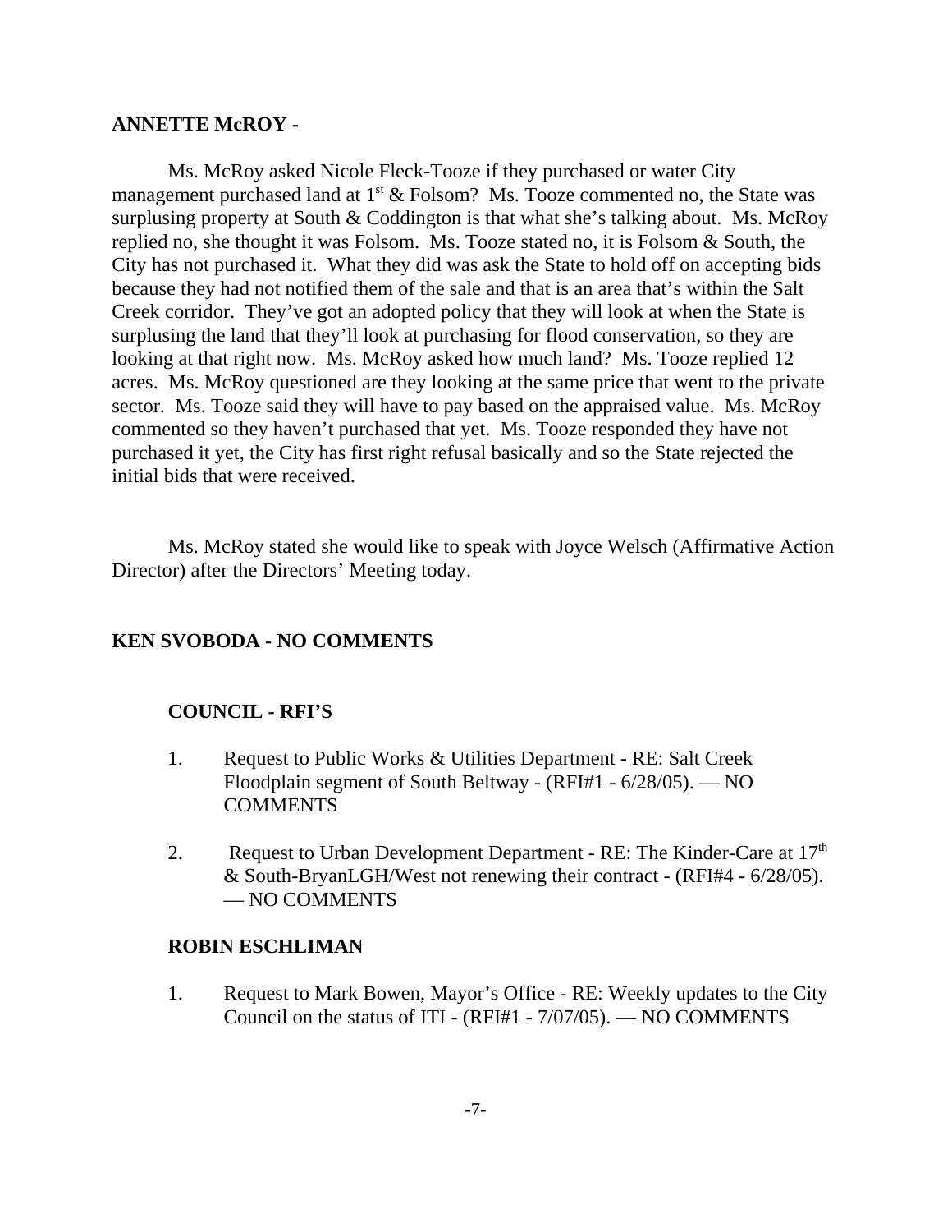**ANNETTE McROY -**

Ms. McRoy asked Nicole Fleck-Tooze if they purchased or water City management purchased land at 1st & Folsom? Ms. Tooze commented no, the State was surplusing property at South & Coddington is that what she's talking about. Ms. McRoy replied no, she thought it was Folsom. Ms. Tooze stated no, it is Folsom & South, the City has not purchased it. What they did was ask the State to hold off on accepting bids because they had not notified them of the sale and that is an area that's within the Salt Creek corridor. They've got an adopted policy that they will look at when the State is surplusing the land that they'll look at purchasing for flood conservation, so they are looking at that right now. Ms. McRoy asked how much land? Ms. Tooze replied 12 acres. Ms. McRoy questioned are they looking at the same price that went to the private sector. Ms. Tooze said they will have to pay based on the appraised value. Ms. McRoy commented so they haven't purchased that yet. Ms. Tooze responded they have not purchased it yet, the City has first right refusal basically and so the State rejected the initial bids that were received.

Ms. McRoy stated she would like to speak with Joyce Welsch (Affirmative Action Director) after the Directors' Meeting today.

**KEN SVOBODA - NO COMMENTS**

**COUNCIL - RFI'S**

1. Request to Public Works & Utilities Department - RE: Salt Creek Floodplain segment of South Beltway - (RFI#1 - 6/28/05). — NO COMMENTS

2. Request to Urban Development Department - RE: The Kinder-Care at 17th & South-BryanLGH/West not renewing their contract - (RFI#4 - 6/28/05). — NO COMMENTS

**ROBIN ESCHLIMAN**

1. Request to Mark Bowen, Mayor's Office - RE: Weekly updates to the City Council on the status of ITI - (RFI#1 - 7/07/05). — NO COMMENTS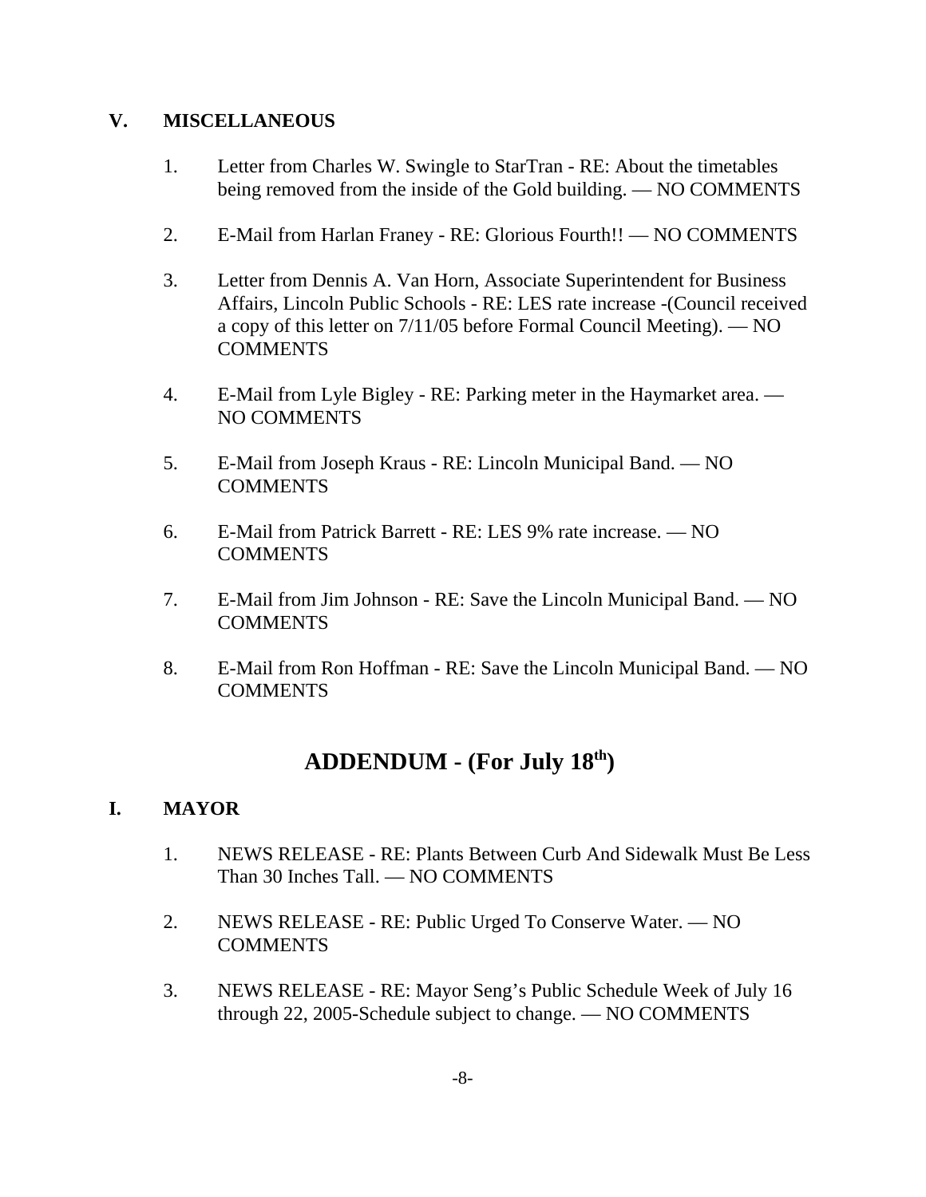## V. MISCELLANEOUS

1. Letter from Charles W. Swingle to StarTran - RE: About the timetables being removed from the inside of the Gold building. — NO COMMENTS

2. E-Mail from Harlan Franey - RE: Glorious Fourth!! — NO COMMENTS

3. Letter from Dennis A. Van Horn, Associate Superintendent for Business Affairs, Lincoln Public Schools - RE: LES rate increase -(Council received a copy of this letter on 7/11/05 before Formal Council Meeting). — NO COMMENTS

4. E-Mail from Lyle Bigley - RE: Parking meter in the Haymarket area. — NO COMMENTS

5. E-Mail from Joseph Kraus - RE: Lincoln Municipal Band. — NO COMMENTS

6. E-Mail from Patrick Barrett - RE: LES 9% rate increase. — NO COMMENTS

7. E-Mail from Jim Johnson - RE: Save the Lincoln Municipal Band. — NO COMMENTS

8. E-Mail from Ron Hoffman - RE: Save the Lincoln Municipal Band. — NO COMMENTS

# ADDENDUM - (For July 18th)

## I. MAYOR

1. NEWS RELEASE - RE: Plants Between Curb And Sidewalk Must Be Less Than 30 Inches Tall. — NO COMMENTS

2. NEWS RELEASE - RE: Public Urged To Conserve Water. — NO COMMENTS

3. NEWS RELEASE - RE: Mayor Seng's Public Schedule Week of July 16 through 22, 2005-Schedule subject to change. — NO COMMENTS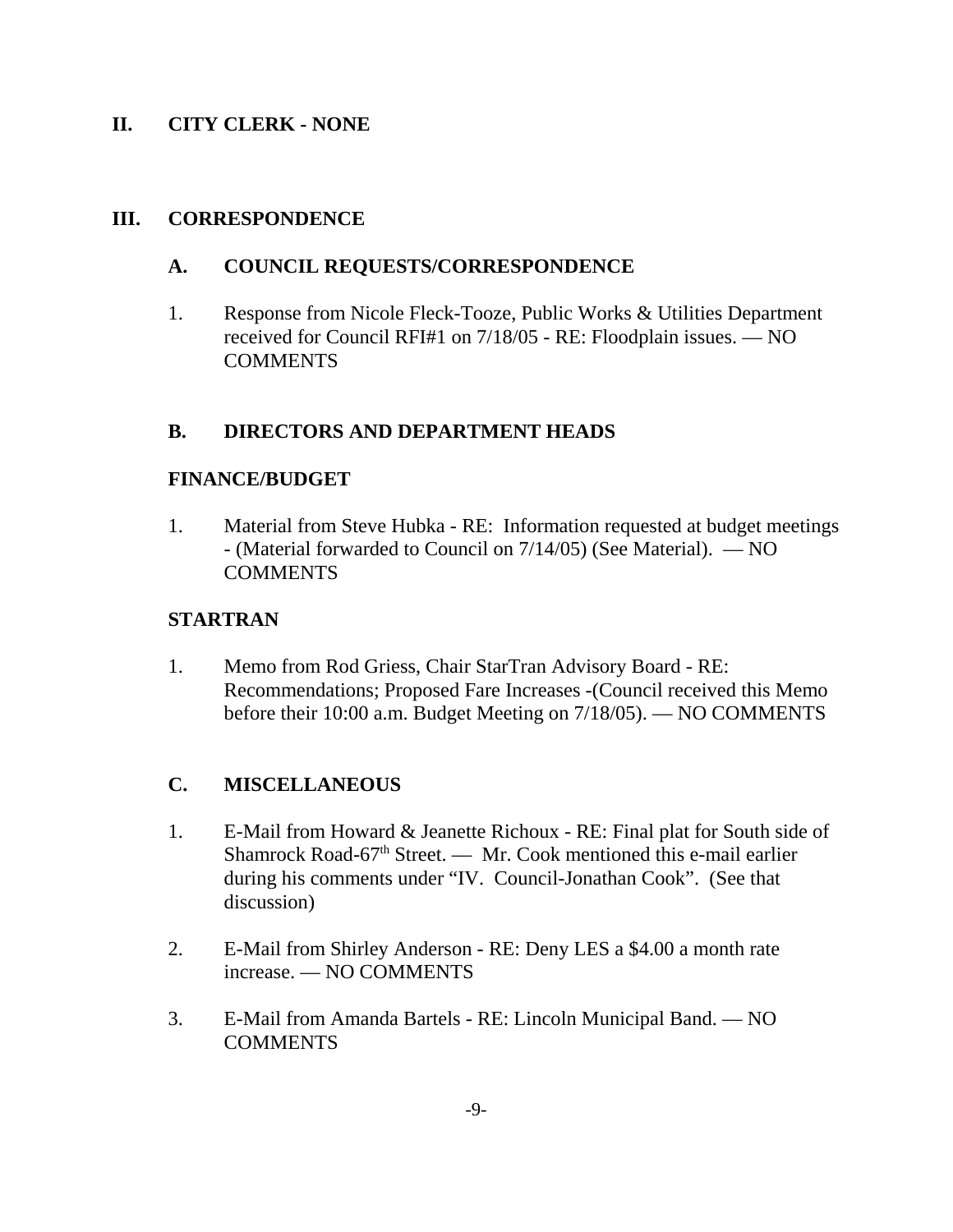## II. CITY CLERK - NONE

## III. CORRESPONDENCE

### A. COUNCIL REQUESTS/CORRESPONDENCE

1. Response from Nicole Fleck-Tooze, Public Works & Utilities Department received for Council RFI#1 on 7/18/05 - RE: Floodplain issues. — NO COMMENTS

### B. DIRECTORS AND DEPARTMENT HEADS

**FINANCE/BUDGET**

1. Material from Steve Hubka - RE: Information requested at budget meetings - (Material forwarded to Council on 7/14/05) (See Material). — NO COMMENTS

**STARTRAN**

1. Memo from Rod Griess, Chair StarTran Advisory Board - RE: Recommendations; Proposed Fare Increases -(Council received this Memo before their 10:00 a.m. Budget Meeting on 7/18/05). — NO COMMENTS

### C. MISCELLANEOUS

1. E-Mail from Howard & Jeanette Richoux - RE: Final plat for South side of Shamrock Road-67th Street. — Mr. Cook mentioned this e-mail earlier during his comments under "IV. Council-Jonathan Cook". (See that discussion)

2. E-Mail from Shirley Anderson - RE: Deny LES a $4.00 a month rate increase. — NO COMMENTS

3. E-Mail from Amanda Bartels - RE: Lincoln Municipal Band. — NO COMMENTS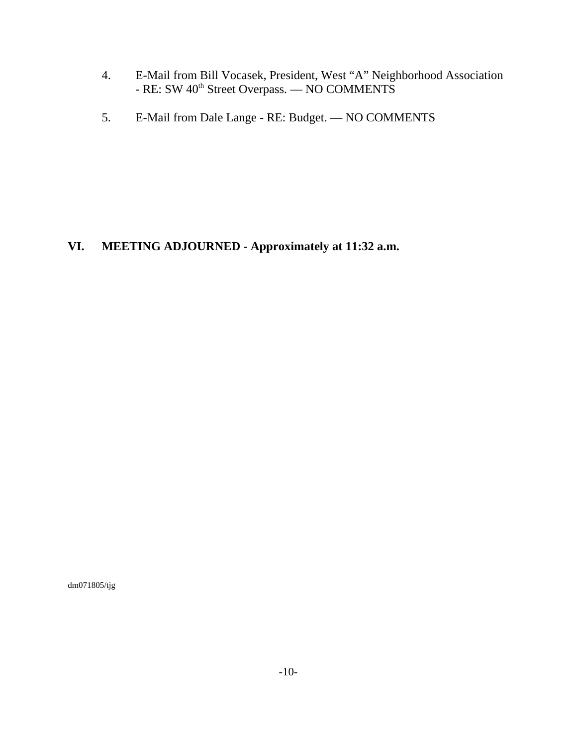4. E-Mail from Bill Vocasek, President, West "A" Neighborhood Association - RE: SW 40th Street Overpass. — NO COMMENTS

5. E-Mail from Dale Lange - RE: Budget. — NO COMMENTS

## VI. MEETING ADJOURNED - Approximately at 11:32 a.m.

dm071805/tjg